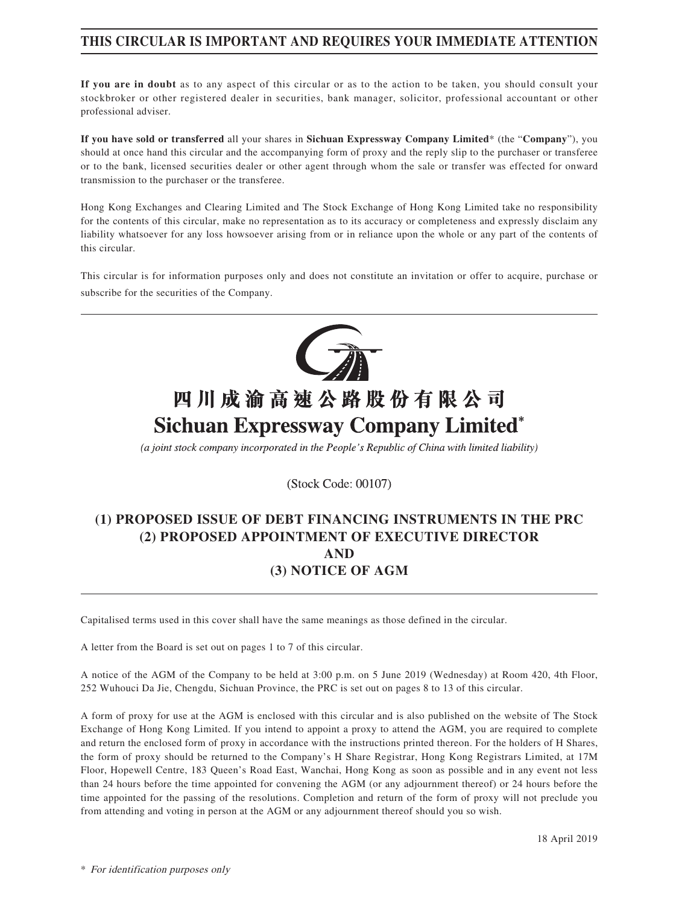# THIS CIRCULAR IS IMPORTANT AND REQUIRES YOUR IMMEDIATE ATTENTION

**If you are in doubt** as to any aspect of this circular or as to the action to be taken, you should consult your stockbroker or other registered dealer in securities, bank manager, solicitor, professional accountant or other professional adviser.

**If you have sold or transferred** all your shares in **Sichuan Expressway Company Limited*** (the "**Company**"), you should at once hand this circular and the accompanying form of proxy and the reply slip to the purchaser or transferee or to the bank, licensed securities dealer or other agent through whom the sale or transfer was effected for onward transmission to the purchaser or the transferee.

Hong Kong Exchanges and Clearing Limited and The Stock Exchange of Hong Kong Limited take no responsibility for the contents of this circular, make no representation as to its accuracy or completeness and expressly disclaim any liability whatsoever for any loss howsoever arising from or in reliance upon the whole or any part of the contents of this circular.

This circular is for information purposes only and does not constitute an invitation or offer to acquire, purchase or subscribe for the securities of the Company.

# 四川成渝高速公路股份有限公司
# Sichuan Expressway Company Limited*

*(a joint stock company incorporated in the People's Republic of China with limited liability)*

(Stock Code: 00107)

## (1) PROPOSED ISSUE OF DEBT FINANCING INSTRUMENTS IN THE PRC
## (2) PROPOSED APPOINTMENT OF EXECUTIVE DIRECTOR
## AND
## (3) NOTICE OF AGM

Capitalised terms used in this cover shall have the same meanings as those defined in the circular.

A letter from the Board is set out on pages 1 to 7 of this circular.

A notice of the AGM of the Company to be held at 3:00 p.m. on 5 June 2019 (Wednesday) at Room 420, 4th Floor, 252 Wuhouci Da Jie, Chengdu, Sichuan Province, the PRC is set out on pages 8 to 13 of this circular.

A form of proxy for use at the AGM is enclosed with this circular and is also published on the website of The Stock Exchange of Hong Kong Limited. If you intend to appoint a proxy to attend the AGM, you are required to complete and return the enclosed form of proxy in accordance with the instructions printed thereon. For the holders of H Shares, the form of proxy should be returned to the Company's H Share Registrar, Hong Kong Registrars Limited, at 17M Floor, Hopewell Centre, 183 Queen's Road East, Wanchai, Hong Kong as soon as possible and in any event not less than 24 hours before the time appointed for convening the AGM (or any adjournment thereof) or 24 hours before the time appointed for the passing of the resolutions. Completion and return of the form of proxy will not preclude you from attending and voting in person at the AGM or any adjournment thereof should you so wish.

18 April 2019

\* *For identification purposes only*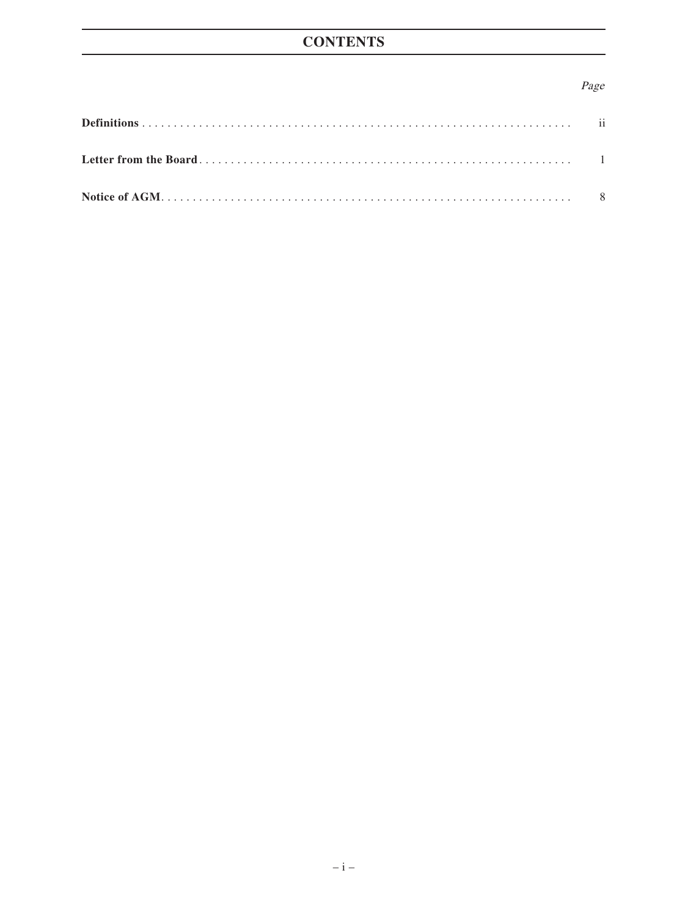# CONTENTS

| | Page |
|---|---|
| **Definitions** | ii |
| **Letter from the Board** | 1 |
| **Notice of AGM** | 8 |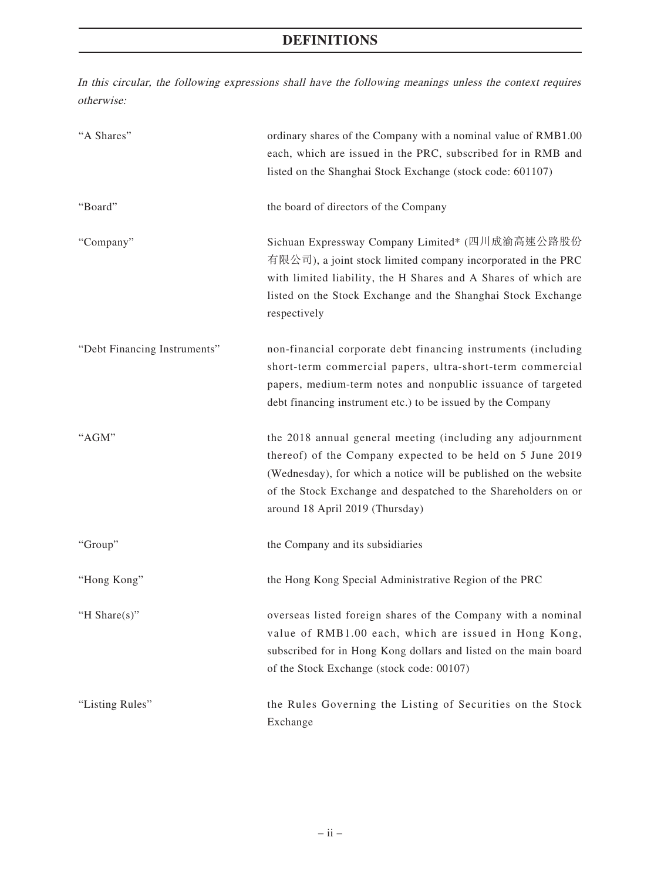# DEFINITIONS

*In this circular, the following expressions shall have the following meanings unless the context requires otherwise:*

| | |
|---|---|
| "A Shares" | ordinary shares of the Company with a nominal value of RMB1.00 each, which are issued in the PRC, subscribed for in RMB and listed on the Shanghai Stock Exchange (stock code: 601107) |
| "Board" | the board of directors of the Company |
| "Company" | Sichuan Expressway Company Limited* (四川成渝高速公路股份有限公司), a joint stock limited company incorporated in the PRC with limited liability, the H Shares and A Shares of which are listed on the Stock Exchange and the Shanghai Stock Exchange respectively |
| "Debt Financing Instruments" | non-financial corporate debt financing instruments (including short-term commercial papers, ultra-short-term commercial papers, medium-term notes and nonpublic issuance of targeted debt financing instrument etc.) to be issued by the Company |
| "AGM" | the 2018 annual general meeting (including any adjournment thereof) of the Company expected to be held on 5 June 2019 (Wednesday), for which a notice will be published on the website of the Stock Exchange and despatched to the Shareholders on or around 18 April 2019 (Thursday) |
| "Group" | the Company and its subsidiaries |
| "Hong Kong" | the Hong Kong Special Administrative Region of the PRC |
| "H Share(s)" | overseas listed foreign shares of the Company with a nominal value of RMB1.00 each, which are issued in Hong Kong, subscribed for in Hong Kong dollars and listed on the main board of the Stock Exchange (stock code: 00107) |
| "Listing Rules" | the Rules Governing the Listing of Securities on the Stock Exchange |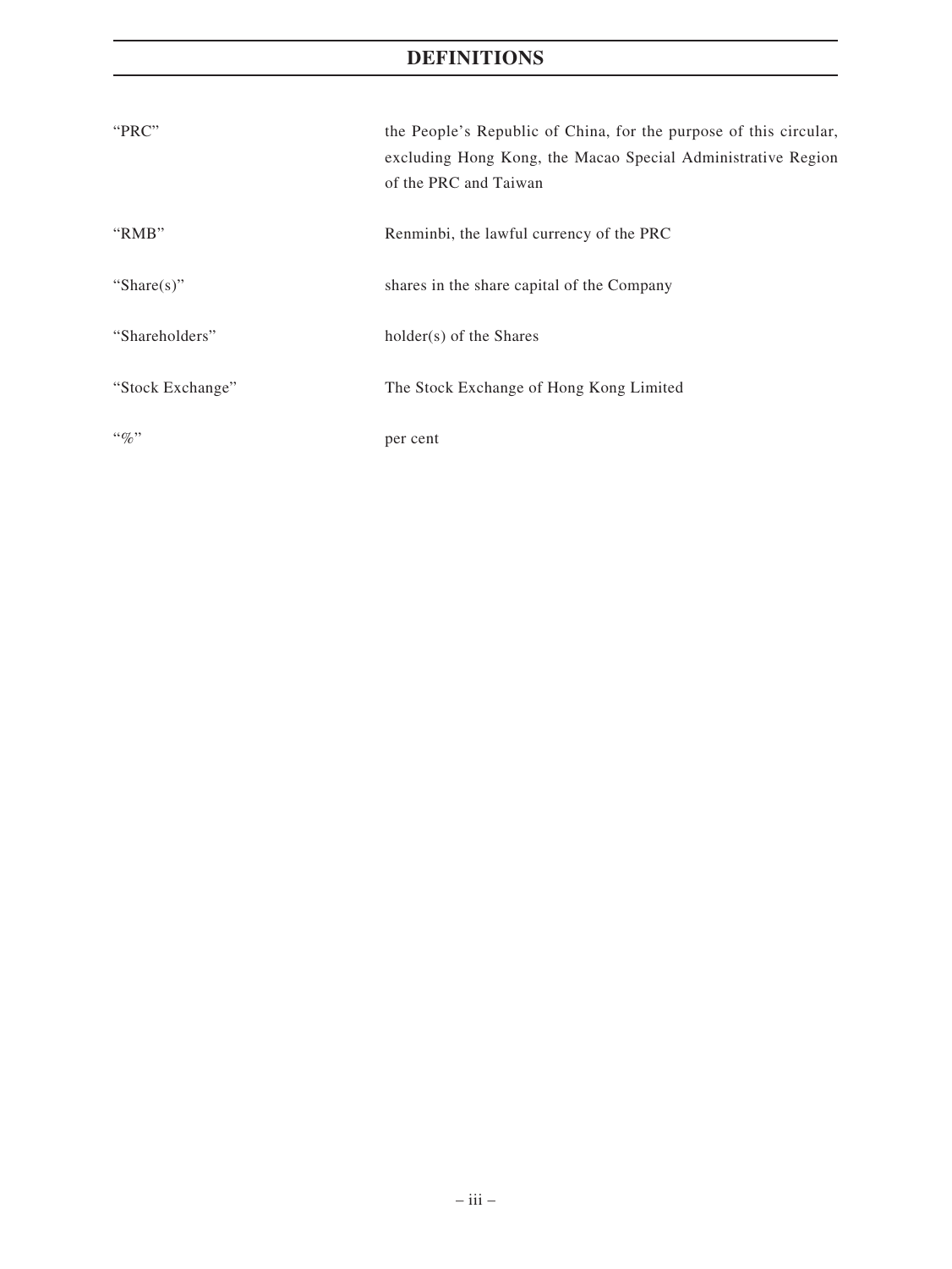# DEFINITIONS

| | |
|---|---|
| "PRC" | the People's Republic of China, for the purpose of this circular, excluding Hong Kong, the Macao Special Administrative Region of the PRC and Taiwan |
| "RMB" | Renminbi, the lawful currency of the PRC |
| "Share(s)" | shares in the share capital of the Company |
| "Shareholders" | holder(s) of the Shares |
| "Stock Exchange" | The Stock Exchange of Hong Kong Limited |
| "%" | per cent |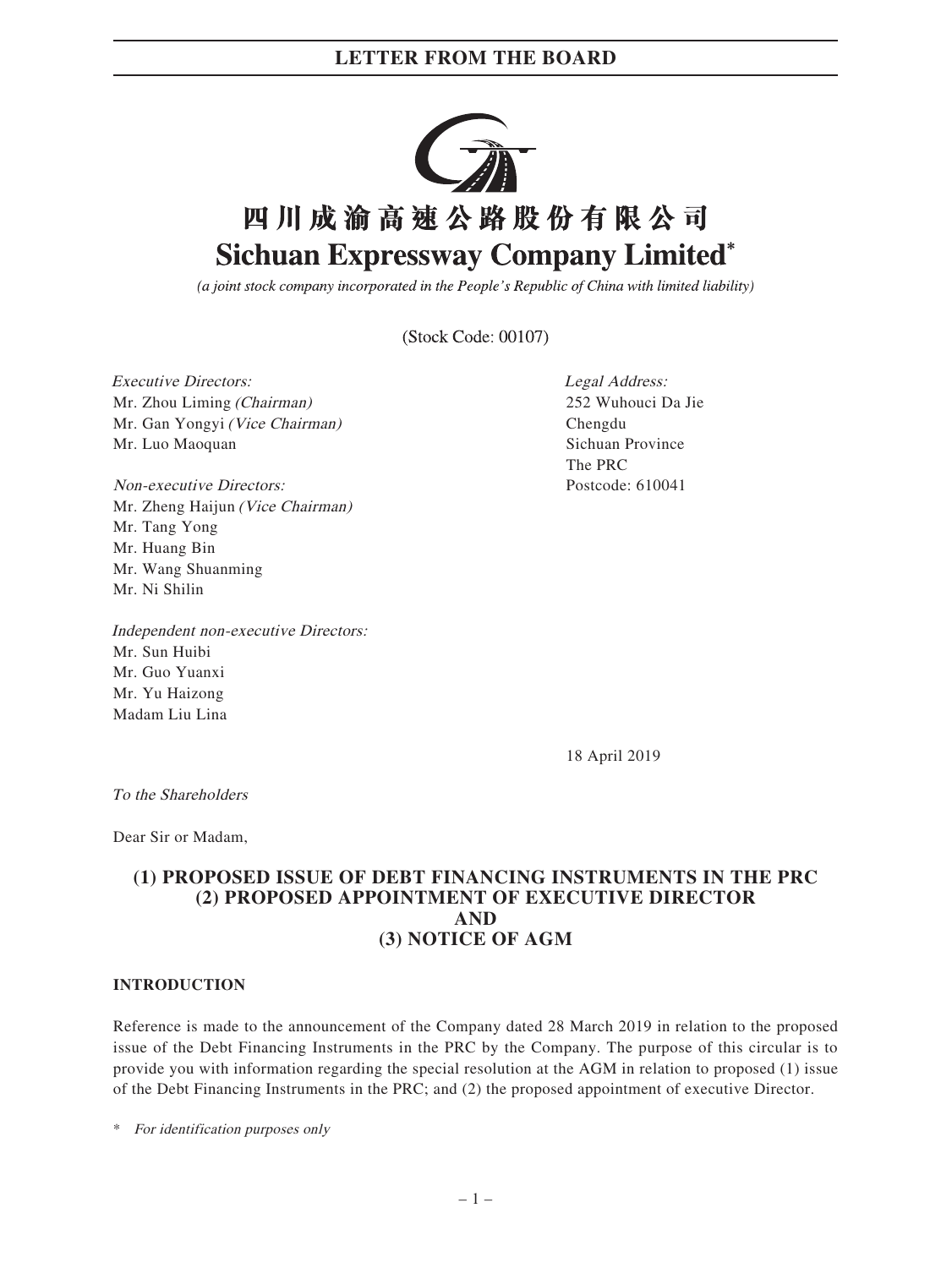# 四川成渝高速公路股份有限公司
# Sichuan Expressway Company Limited*

*(a joint stock company incorporated in the People's Republic of China with limited liability)*

(Stock Code: 00107)

*Executive Directors:*
Mr. Zhou Liming *(Chairman)*
Mr. Gan Yongyi *(Vice Chairman)*
Mr. Luo Maoquan

*Non-executive Directors:*
Mr. Zheng Haijun *(Vice Chairman)*
Mr. Tang Yong
Mr. Huang Bin
Mr. Wang Shuanming
Mr. Ni Shilin

*Independent non-executive Directors:*
Mr. Sun Huibi
Mr. Guo Yuanxi
Mr. Yu Haizong
Madam Liu Lina

*Legal Address:*
252 Wuhouci Da Jie
Chengdu
Sichuan Province
The PRC
Postcode: 610041

18 April 2019

*To the Shareholders*

Dear Sir or Madam,

## (1) PROPOSED ISSUE OF DEBT FINANCING INSTRUMENTS IN THE PRC (2) PROPOSED APPOINTMENT OF EXECUTIVE DIRECTOR AND (3) NOTICE OF AGM

### INTRODUCTION

Reference is made to the announcement of the Company dated 28 March 2019 in relation to the proposed issue of the Debt Financing Instruments in the PRC by the Company. The purpose of this circular is to provide you with information regarding the special resolution at the AGM in relation to proposed (1) issue of the Debt Financing Instruments in the PRC; and (2) the proposed appointment of executive Director.

\* *For identification purposes only*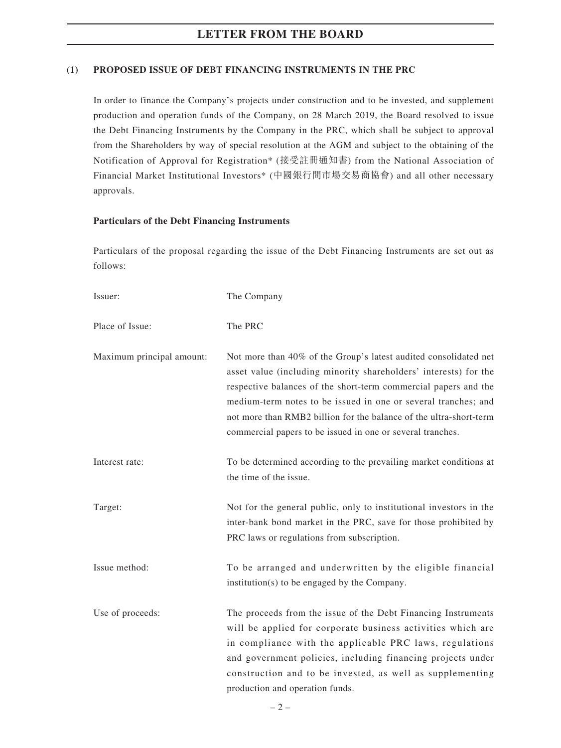## (1) PROPOSED ISSUE OF DEBT FINANCING INSTRUMENTS IN THE PRC

In order to finance the Company's projects under construction and to be invested, and supplement production and operation funds of the Company, on 28 March 2019, the Board resolved to issue the Debt Financing Instruments by the Company in the PRC, which shall be subject to approval from the Shareholders by way of special resolution at the AGM and subject to the obtaining of the Notification of Approval for Registration* (接受註冊通知書) from the National Association of Financial Market Institutional Investors* (中國銀行間市場交易商協會) and all other necessary approvals.

**Particulars of the Debt Financing Instruments**

Particulars of the proposal regarding the issue of the Debt Financing Instruments are set out as follows:

| | |
|---|---|
| Issuer: | The Company |
| Place of Issue: | The PRC |
| Maximum principal amount: | Not more than 40% of the Group's latest audited consolidated net asset value (including minority shareholders' interests) for the respective balances of the short-term commercial papers and the medium-term notes to be issued in one or several tranches; and not more than RMB2 billion for the balance of the ultra-short-term commercial papers to be issued in one or several tranches. |
| Interest rate: | To be determined according to the prevailing market conditions at the time of the issue. |
| Target: | Not for the general public, only to institutional investors in the inter-bank bond market in the PRC, save for those prohibited by PRC laws or regulations from subscription. |
| Issue method: | To be arranged and underwritten by the eligible financial institution(s) to be engaged by the Company. |
| Use of proceeds: | The proceeds from the issue of the Debt Financing Instruments will be applied for corporate business activities which are in compliance with the applicable PRC laws, regulations and government policies, including financing projects under construction and to be invested, as well as supplementing production and operation funds. |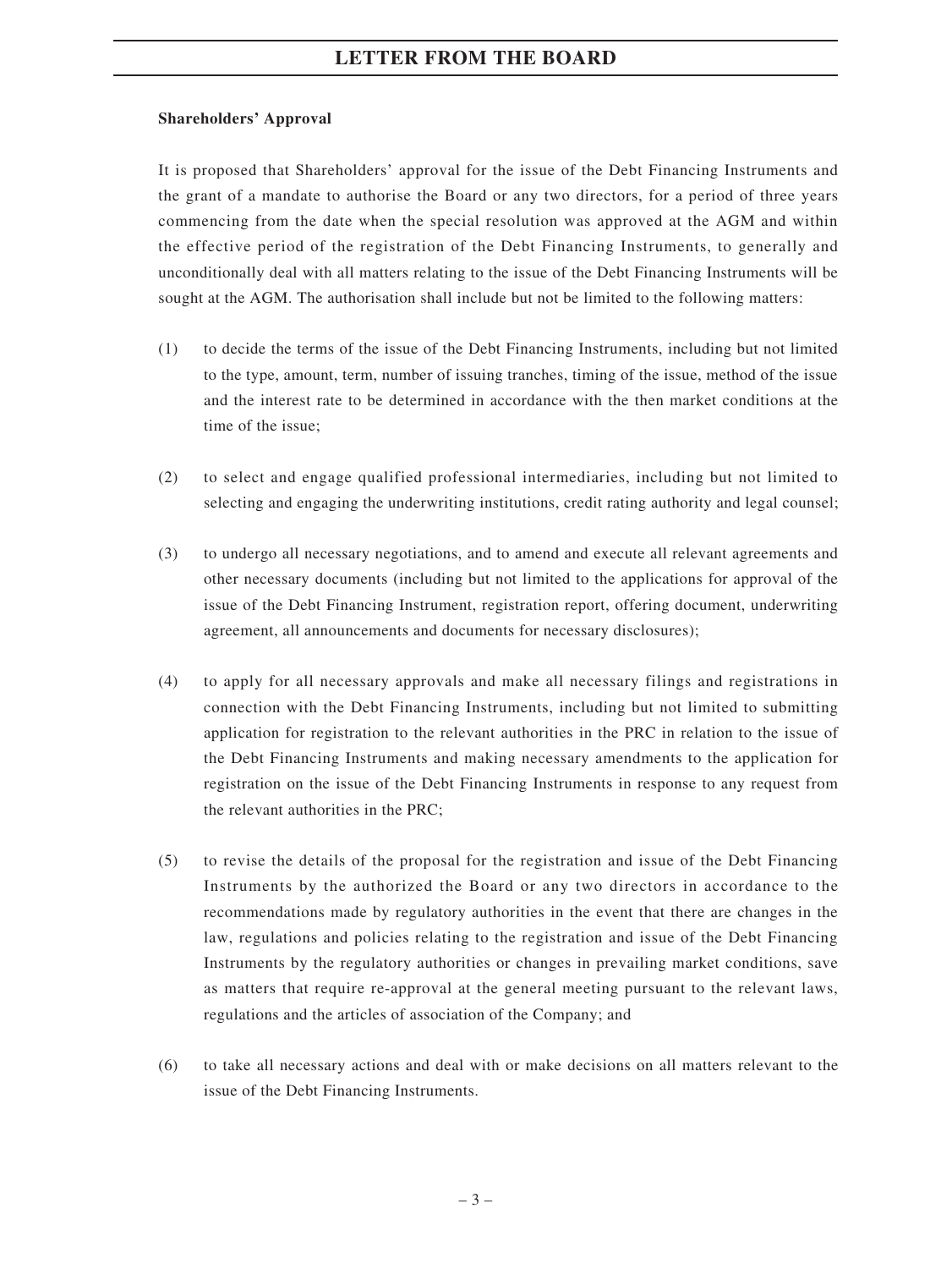**Shareholders' Approval**

It is proposed that Shareholders' approval for the issue of the Debt Financing Instruments and the grant of a mandate to authorise the Board or any two directors, for a period of three years commencing from the date when the special resolution was approved at the AGM and within the effective period of the registration of the Debt Financing Instruments, to generally and unconditionally deal with all matters relating to the issue of the Debt Financing Instruments will be sought at the AGM. The authorisation shall include but not be limited to the following matters:

(1) to decide the terms of the issue of the Debt Financing Instruments, including but not limited to the type, amount, term, number of issuing tranches, timing of the issue, method of the issue and the interest rate to be determined in accordance with the then market conditions at the time of the issue;

(2) to select and engage qualified professional intermediaries, including but not limited to selecting and engaging the underwriting institutions, credit rating authority and legal counsel;

(3) to undergo all necessary negotiations, and to amend and execute all relevant agreements and other necessary documents (including but not limited to the applications for approval of the issue of the Debt Financing Instrument, registration report, offering document, underwriting agreement, all announcements and documents for necessary disclosures);

(4) to apply for all necessary approvals and make all necessary filings and registrations in connection with the Debt Financing Instruments, including but not limited to submitting application for registration to the relevant authorities in the PRC in relation to the issue of the Debt Financing Instruments and making necessary amendments to the application for registration on the issue of the Debt Financing Instruments in response to any request from the relevant authorities in the PRC;

(5) to revise the details of the proposal for the registration and issue of the Debt Financing Instruments by the authorized the Board or any two directors in accordance to the recommendations made by regulatory authorities in the event that there are changes in the law, regulations and policies relating to the registration and issue of the Debt Financing Instruments by the regulatory authorities or changes in prevailing market conditions, save as matters that require re-approval at the general meeting pursuant to the relevant laws, regulations and the articles of association of the Company; and

(6) to take all necessary actions and deal with or make decisions on all matters relevant to the issue of the Debt Financing Instruments.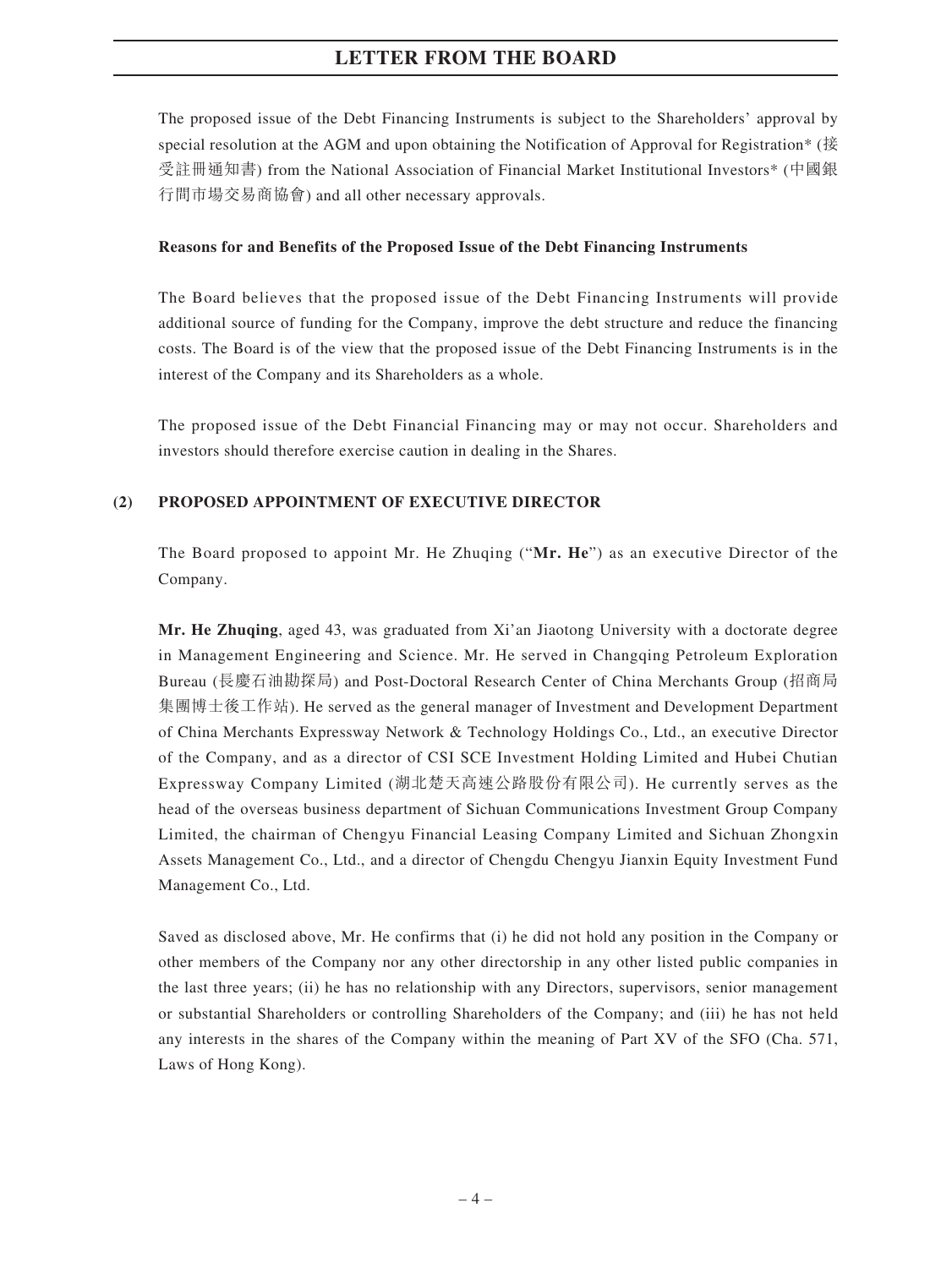The proposed issue of the Debt Financing Instruments is subject to the Shareholders' approval by special resolution at the AGM and upon obtaining the Notification of Approval for Registration* (接受註冊通知書) from the National Association of Financial Market Institutional Investors* (中國銀行間市場交易商協會) and all other necessary approvals.

**Reasons for and Benefits of the Proposed Issue of the Debt Financing Instruments**

The Board believes that the proposed issue of the Debt Financing Instruments will provide additional source of funding for the Company, improve the debt structure and reduce the financing costs. The Board is of the view that the proposed issue of the Debt Financing Instruments is in the interest of the Company and its Shareholders as a whole.

The proposed issue of the Debt Financial Financing may or may not occur. Shareholders and investors should therefore exercise caution in dealing in the Shares.

## (2) PROPOSED APPOINTMENT OF EXECUTIVE DIRECTOR

The Board proposed to appoint Mr. He Zhuqing ("**Mr. He**") as an executive Director of the Company.

**Mr. He Zhuqing**, aged 43, was graduated from Xi'an Jiaotong University with a doctorate degree in Management Engineering and Science. Mr. He served in Changqing Petroleum Exploration Bureau (長慶石油勘探局) and Post-Doctoral Research Center of China Merchants Group (招商局集團博士後工作站). He served as the general manager of Investment and Development Department of China Merchants Expressway Network & Technology Holdings Co., Ltd., an executive Director of the Company, and as a director of CSI SCE Investment Holding Limited and Hubei Chutian Expressway Company Limited (湖北楚天高速公路股份有限公司). He currently serves as the head of the overseas business department of Sichuan Communications Investment Group Company Limited, the chairman of Chengyu Financial Leasing Company Limited and Sichuan Zhongxin Assets Management Co., Ltd., and a director of Chengdu Chengyu Jianxin Equity Investment Fund Management Co., Ltd.

Saved as disclosed above, Mr. He confirms that (i) he did not hold any position in the Company or other members of the Company nor any other directorship in any other listed public companies in the last three years; (ii) he has no relationship with any Directors, supervisors, senior management or substantial Shareholders or controlling Shareholders of the Company; and (iii) he has not held any interests in the shares of the Company within the meaning of Part XV of the SFO (Cha. 571, Laws of Hong Kong).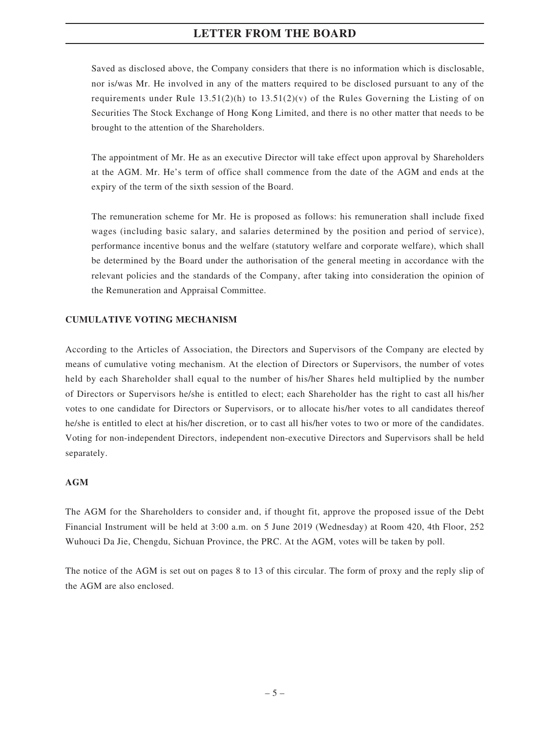Saved as disclosed above, the Company considers that there is no information which is disclosable, nor is/was Mr. He involved in any of the matters required to be disclosed pursuant to any of the requirements under Rule 13.51(2)(h) to 13.51(2)(v) of the Rules Governing the Listing of on Securities The Stock Exchange of Hong Kong Limited, and there is no other matter that needs to be brought to the attention of the Shareholders.

The appointment of Mr. He as an executive Director will take effect upon approval by Shareholders at the AGM. Mr. He's term of office shall commence from the date of the AGM and ends at the expiry of the term of the sixth session of the Board.

The remuneration scheme for Mr. He is proposed as follows: his remuneration shall include fixed wages (including basic salary, and salaries determined by the position and period of service), performance incentive bonus and the welfare (statutory welfare and corporate welfare), which shall be determined by the Board under the authorisation of the general meeting in accordance with the relevant policies and the standards of the Company, after taking into consideration the opinion of the Remuneration and Appraisal Committee.

**CUMULATIVE VOTING MECHANISM**

According to the Articles of Association, the Directors and Supervisors of the Company are elected by means of cumulative voting mechanism. At the election of Directors or Supervisors, the number of votes held by each Shareholder shall equal to the number of his/her Shares held multiplied by the number of Directors or Supervisors he/she is entitled to elect; each Shareholder has the right to cast all his/her votes to one candidate for Directors or Supervisors, or to allocate his/her votes to all candidates thereof he/she is entitled to elect at his/her discretion, or to cast all his/her votes to two or more of the candidates. Voting for non-independent Directors, independent non-executive Directors and Supervisors shall be held separately.

**AGM**

The AGM for the Shareholders to consider and, if thought fit, approve the proposed issue of the Debt Financial Instrument will be held at 3:00 a.m. on 5 June 2019 (Wednesday) at Room 420, 4th Floor, 252 Wuhouci Da Jie, Chengdu, Sichuan Province, the PRC. At the AGM, votes will be taken by poll.

The notice of the AGM is set out on pages 8 to 13 of this circular. The form of proxy and the reply slip of the AGM are also enclosed.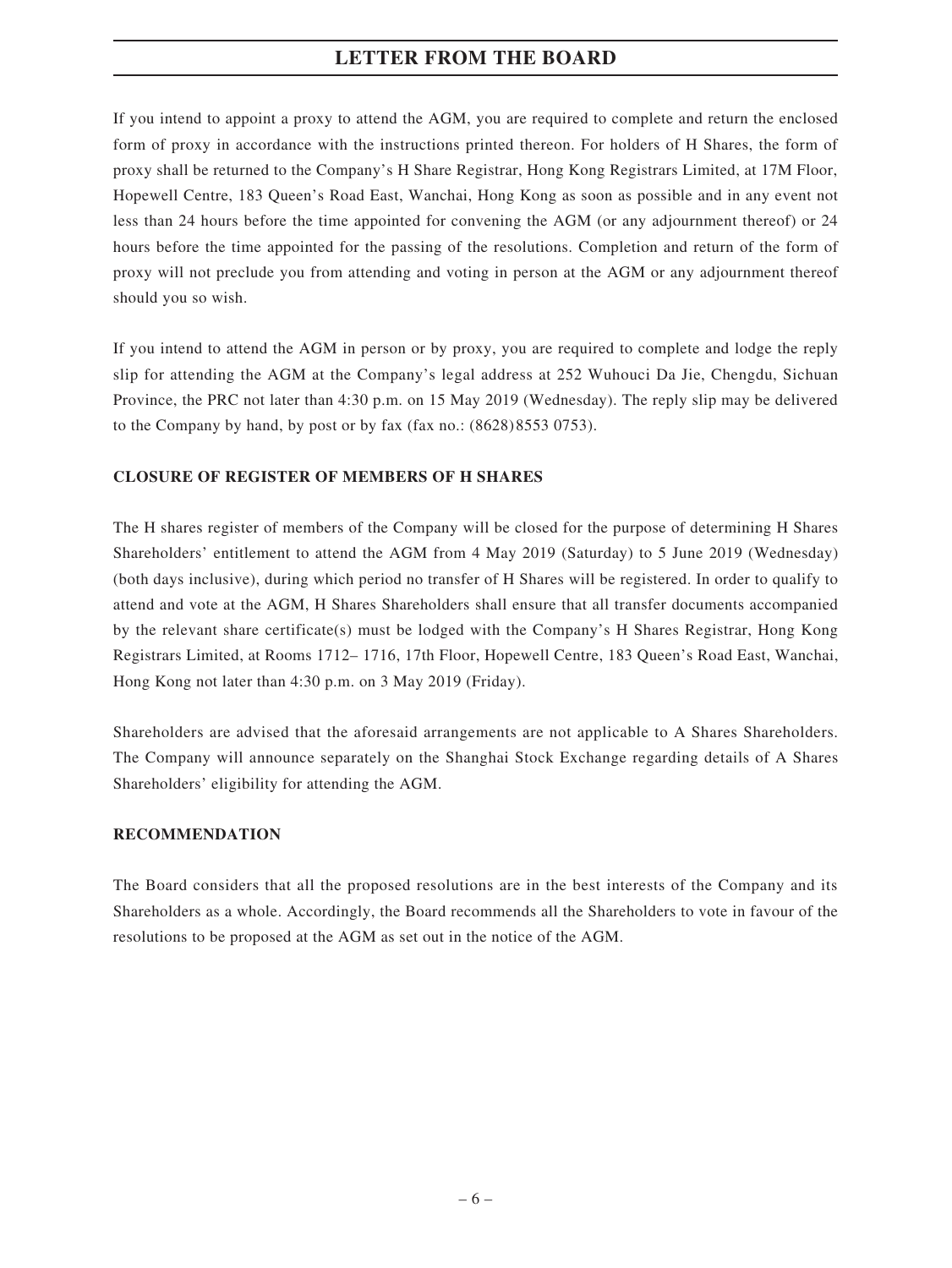# LETTER FROM THE BOARD

If you intend to appoint a proxy to attend the AGM, you are required to complete and return the enclosed form of proxy in accordance with the instructions printed thereon. For holders of H Shares, the form of proxy shall be returned to the Company's H Share Registrar, Hong Kong Registrars Limited, at 17M Floor, Hopewell Centre, 183 Queen's Road East, Wanchai, Hong Kong as soon as possible and in any event not less than 24 hours before the time appointed for convening the AGM (or any adjournment thereof) or 24 hours before the time appointed for the passing of the resolutions. Completion and return of the form of proxy will not preclude you from attending and voting in person at the AGM or any adjournment thereof should you so wish.

If you intend to attend the AGM in person or by proxy, you are required to complete and lodge the reply slip for attending the AGM at the Company's legal address at 252 Wuhouci Da Jie, Chengdu, Sichuan Province, the PRC not later than 4:30 p.m. on 15 May 2019 (Wednesday). The reply slip may be delivered to the Company by hand, by post or by fax (fax no.: (8628) 8553 0753).

## CLOSURE OF REGISTER OF MEMBERS OF H SHARES

The H shares register of members of the Company will be closed for the purpose of determining H Shares Shareholders' entitlement to attend the AGM from 4 May 2019 (Saturday) to 5 June 2019 (Wednesday) (both days inclusive), during which period no transfer of H Shares will be registered. In order to qualify to attend and vote at the AGM, H Shares Shareholders shall ensure that all transfer documents accompanied by the relevant share certificate(s) must be lodged with the Company's H Shares Registrar, Hong Kong Registrars Limited, at Rooms 1712– 1716, 17th Floor, Hopewell Centre, 183 Queen's Road East, Wanchai, Hong Kong not later than 4:30 p.m. on 3 May 2019 (Friday).

Shareholders are advised that the aforesaid arrangements are not applicable to A Shares Shareholders. The Company will announce separately on the Shanghai Stock Exchange regarding details of A Shares Shareholders' eligibility for attending the AGM.

## RECOMMENDATION

The Board considers that all the proposed resolutions are in the best interests of the Company and its Shareholders as a whole. Accordingly, the Board recommends all the Shareholders to vote in favour of the resolutions to be proposed at the AGM as set out in the notice of the AGM.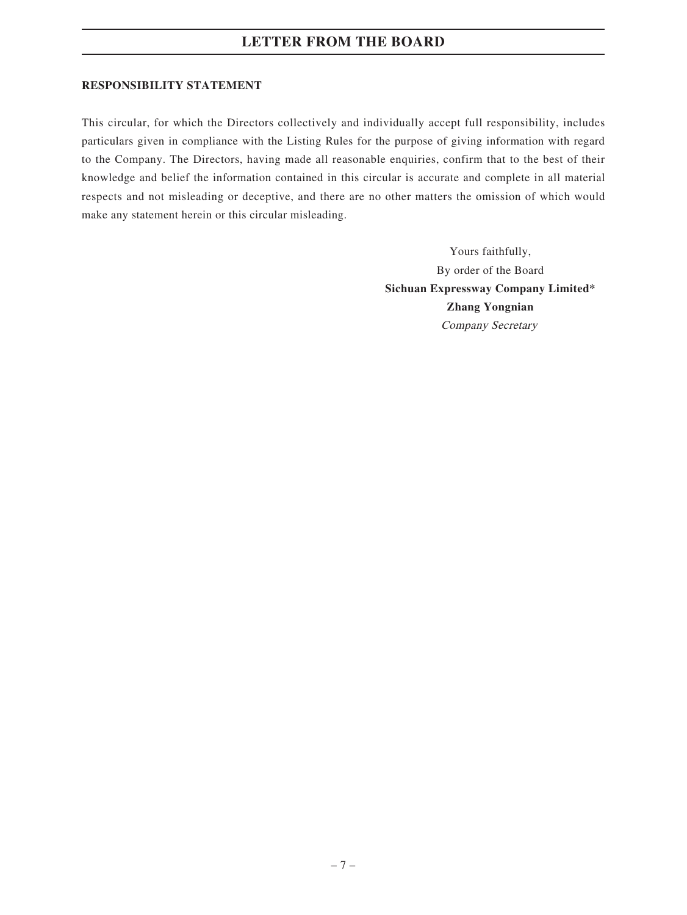**RESPONSIBILITY STATEMENT**

This circular, for which the Directors collectively and individually accept full responsibility, includes particulars given in compliance with the Listing Rules for the purpose of giving information with regard to the Company. The Directors, having made all reasonable enquiries, confirm that to the best of their knowledge and belief the information contained in this circular is accurate and complete in all material respects and not misleading or deceptive, and there are no other matters the omission of which would make any statement herein or this circular misleading.

Yours faithfully,
By order of the Board
**Sichuan Expressway Company Limited***
**Zhang Yongnian**
*Company Secretary*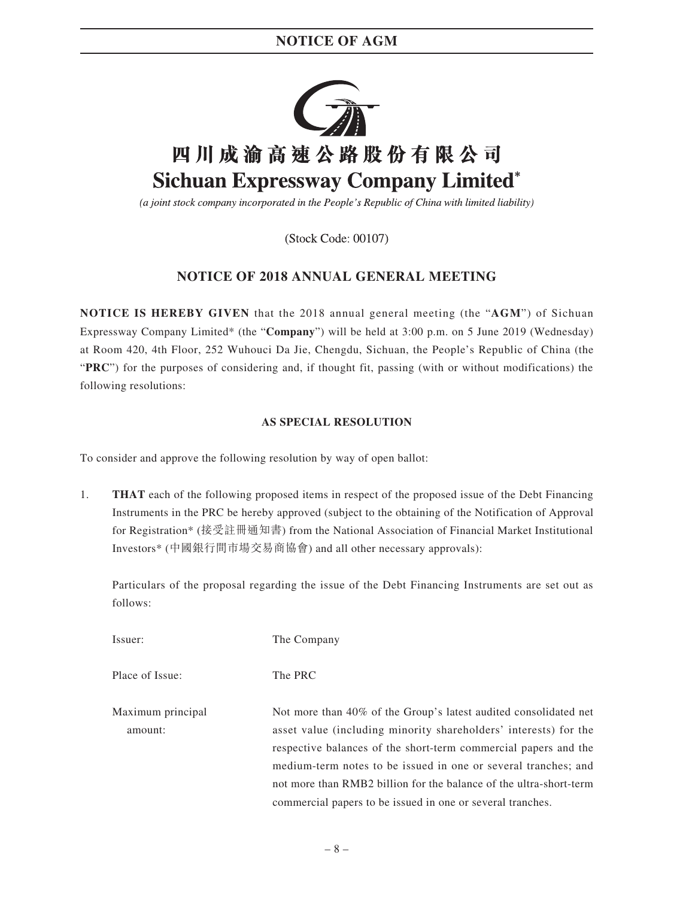# 四川成渝高速公路股份有限公司
# Sichuan Expressway Company Limited*

*(a joint stock company incorporated in the People's Republic of China with limited liability)*

(Stock Code: 00107)

## NOTICE OF 2018 ANNUAL GENERAL MEETING

**NOTICE IS HEREBY GIVEN** that the 2018 annual general meeting (the "**AGM**") of Sichuan Expressway Company Limited* (the "**Company**") will be held at 3:00 p.m. on 5 June 2019 (Wednesday) at Room 420, 4th Floor, 252 Wuhouci Da Jie, Chengdu, Sichuan, the People's Republic of China (the "**PRC**") for the purposes of considering and, if thought fit, passing (with or without modifications) the following resolutions:

### AS SPECIAL RESOLUTION

To consider and approve the following resolution by way of open ballot:

1. **THAT** each of the following proposed items in respect of the proposed issue of the Debt Financing Instruments in the PRC be hereby approved (subject to the obtaining of the Notification of Approval for Registration* (接受註冊通知書) from the National Association of Financial Market Institutional Investors* (中國銀行間市場交易商協會) and all other necessary approvals):

   Particulars of the proposal regarding the issue of the Debt Financing Instruments are set out as follows:

| | |
|---|---|
| Issuer: | The Company |
| Place of Issue: | The PRC |
| Maximum principal amount: | Not more than 40% of the Group's latest audited consolidated net asset value (including minority shareholders' interests) for the respective balances of the short-term commercial papers and the medium-term notes to be issued in one or several tranches; and not more than RMB2 billion for the balance of the ultra-short-term commercial papers to be issued in one or several tranches. |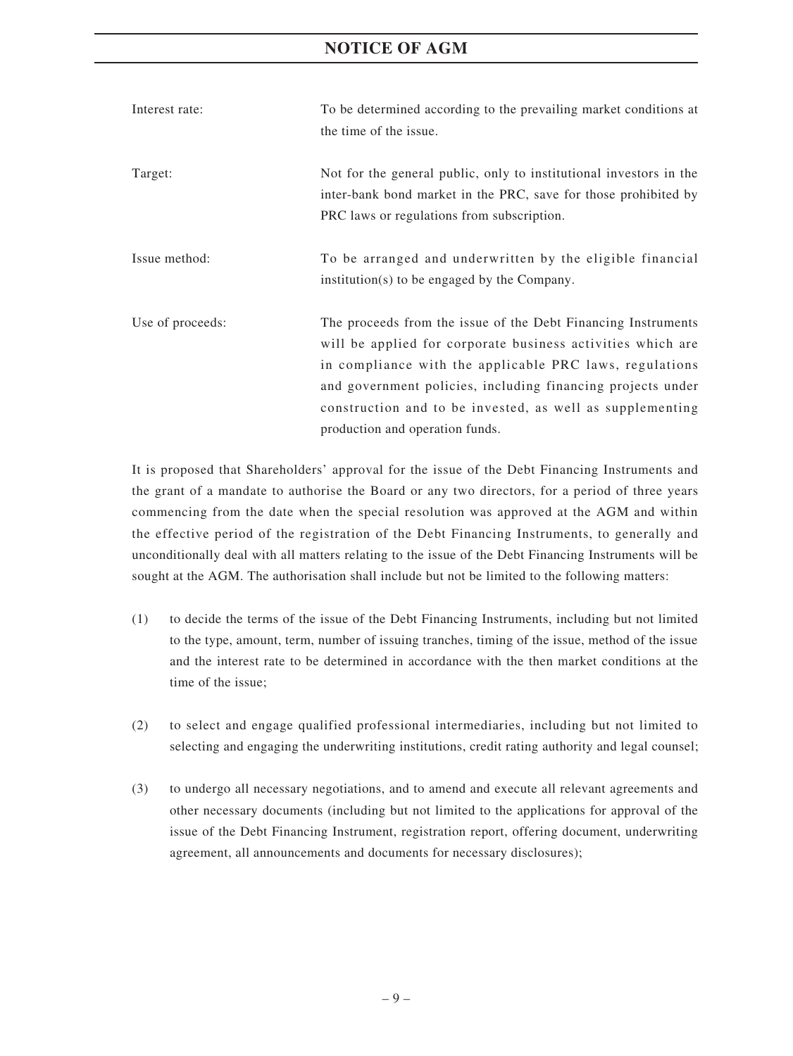| | |
|---|---|
| Interest rate: | To be determined according to the prevailing market conditions at the time of the issue. |
| Target: | Not for the general public, only to institutional investors in the inter-bank bond market in the PRC, save for those prohibited by PRC laws or regulations from subscription. |
| Issue method: | To be arranged and underwritten by the eligible financial institution(s) to be engaged by the Company. |
| Use of proceeds: | The proceeds from the issue of the Debt Financing Instruments will be applied for corporate business activities which are in compliance with the applicable PRC laws, regulations and government policies, including financing projects under construction and to be invested, as well as supplementing production and operation funds. |

It is proposed that Shareholders' approval for the issue of the Debt Financing Instruments and the grant of a mandate to authorise the Board or any two directors, for a period of three years commencing from the date when the special resolution was approved at the AGM and within the effective period of the registration of the Debt Financing Instruments, to generally and unconditionally deal with all matters relating to the issue of the Debt Financing Instruments will be sought at the AGM. The authorisation shall include but not be limited to the following matters:

(1) to decide the terms of the issue of the Debt Financing Instruments, including but not limited to the type, amount, term, number of issuing tranches, timing of the issue, method of the issue and the interest rate to be determined in accordance with the then market conditions at the time of the issue;

(2) to select and engage qualified professional intermediaries, including but not limited to selecting and engaging the underwriting institutions, credit rating authority and legal counsel;

(3) to undergo all necessary negotiations, and to amend and execute all relevant agreements and other necessary documents (including but not limited to the applications for approval of the issue of the Debt Financing Instrument, registration report, offering document, underwriting agreement, all announcements and documents for necessary disclosures);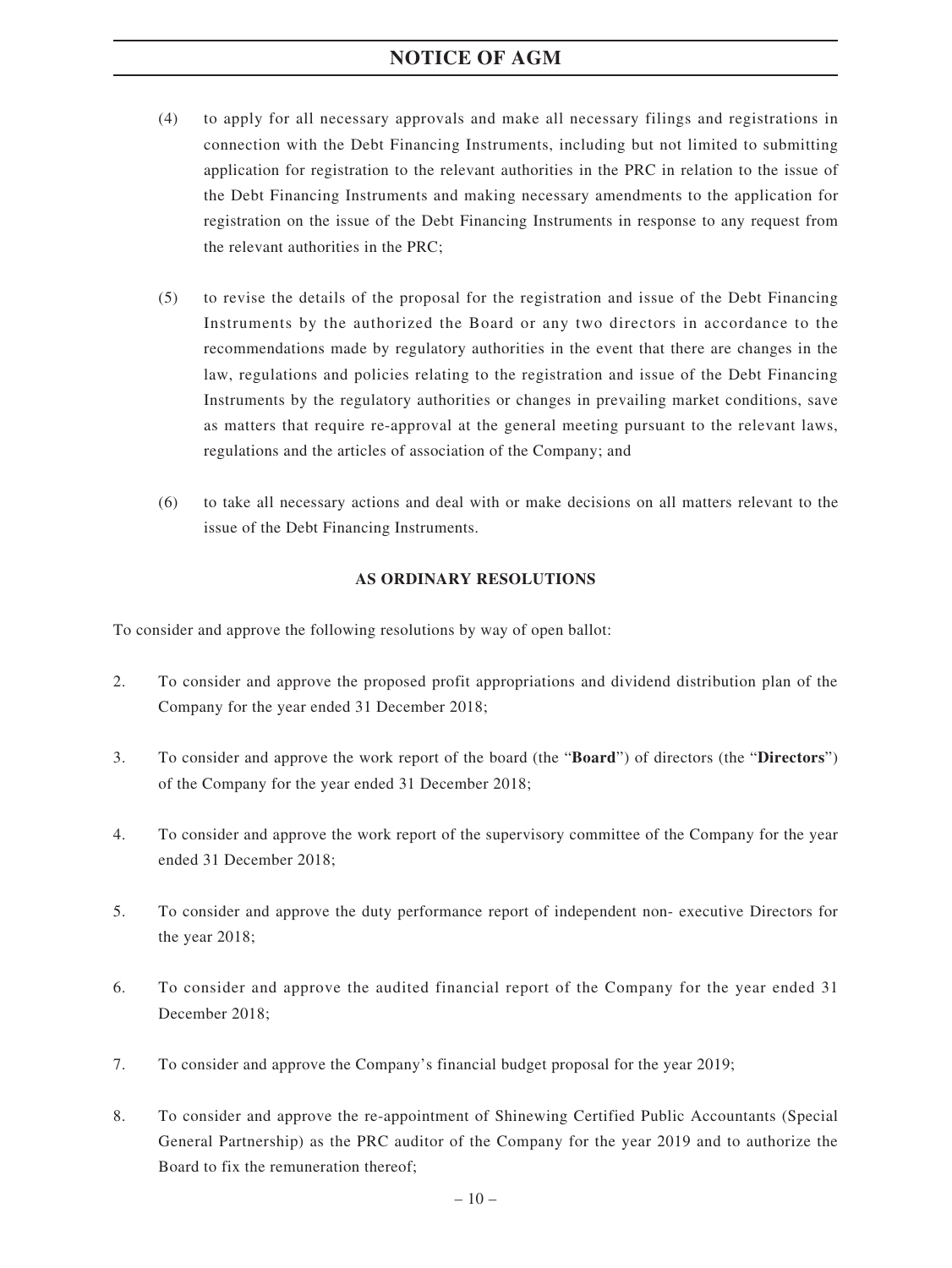(4) to apply for all necessary approvals and make all necessary filings and registrations in connection with the Debt Financing Instruments, including but not limited to submitting application for registration to the relevant authorities in the PRC in relation to the issue of the Debt Financing Instruments and making necessary amendments to the application for registration on the issue of the Debt Financing Instruments in response to any request from the relevant authorities in the PRC;

(5) to revise the details of the proposal for the registration and issue of the Debt Financing Instruments by the authorized the Board or any two directors in accordance to the recommendations made by regulatory authorities in the event that there are changes in the law, regulations and policies relating to the registration and issue of the Debt Financing Instruments by the regulatory authorities or changes in prevailing market conditions, save as matters that require re-approval at the general meeting pursuant to the relevant laws, regulations and the articles of association of the Company; and

(6) to take all necessary actions and deal with or make decisions on all matters relevant to the issue of the Debt Financing Instruments.

**AS ORDINARY RESOLUTIONS**

To consider and approve the following resolutions by way of open ballot:

2. To consider and approve the proposed profit appropriations and dividend distribution plan of the Company for the year ended 31 December 2018;

3. To consider and approve the work report of the board (the "**Board**") of directors (the "**Directors**") of the Company for the year ended 31 December 2018;

4. To consider and approve the work report of the supervisory committee of the Company for the year ended 31 December 2018;

5. To consider and approve the duty performance report of independent non- executive Directors for the year 2018;

6. To consider and approve the audited financial report of the Company for the year ended 31 December 2018;

7. To consider and approve the Company's financial budget proposal for the year 2019;

8. To consider and approve the re-appointment of Shinewing Certified Public Accountants (Special General Partnership) as the PRC auditor of the Company for the year 2019 and to authorize the Board to fix the remuneration thereof;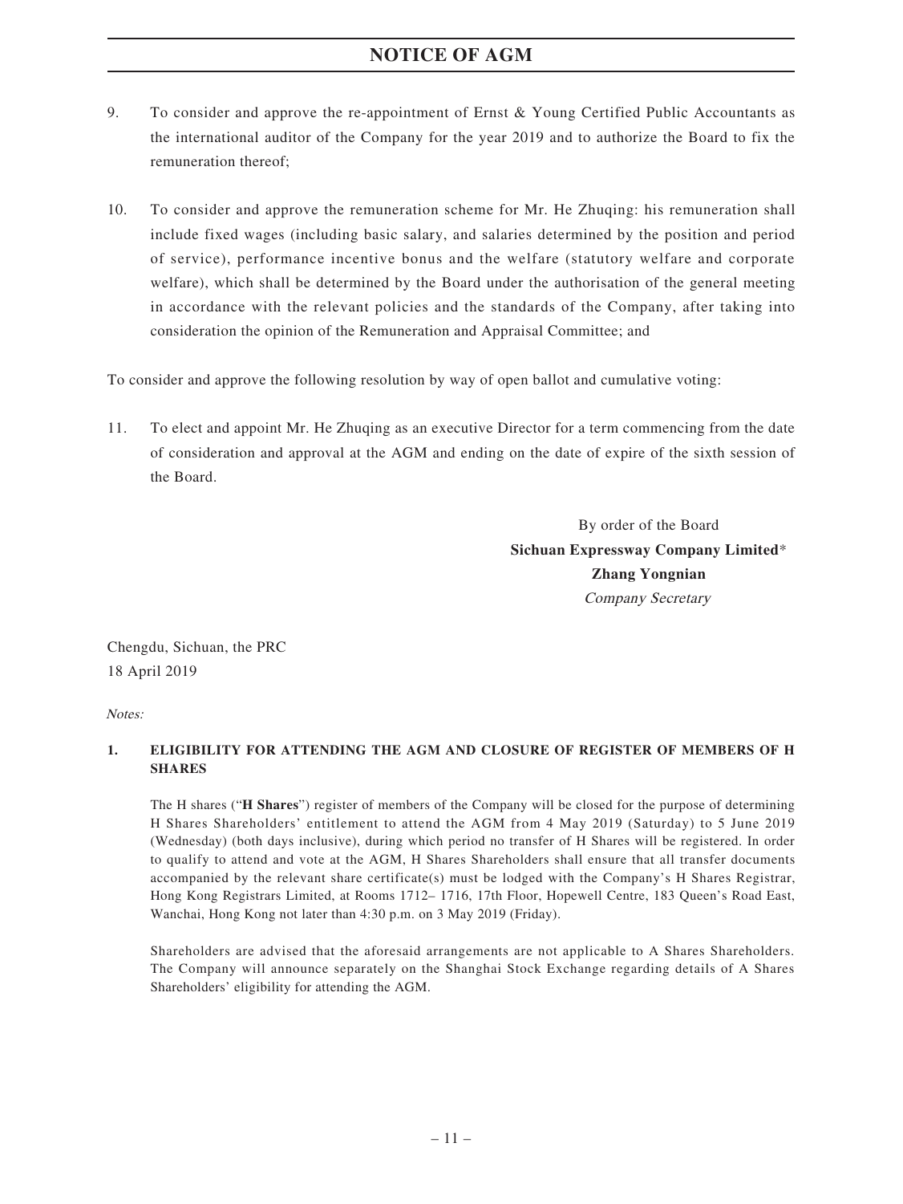9. To consider and approve the re-appointment of Ernst & Young Certified Public Accountants as the international auditor of the Company for the year 2019 and to authorize the Board to fix the remuneration thereof;

10. To consider and approve the remuneration scheme for Mr. He Zhuqing: his remuneration shall include fixed wages (including basic salary, and salaries determined by the position and period of service), performance incentive bonus and the welfare (statutory welfare and corporate welfare), which shall be determined by the Board under the authorisation of the general meeting in accordance with the relevant policies and the standards of the Company, after taking into consideration the opinion of the Remuneration and Appraisal Committee; and

To consider and approve the following resolution by way of open ballot and cumulative voting:

11. To elect and appoint Mr. He Zhuqing as an executive Director for a term commencing from the date of consideration and approval at the AGM and ending on the date of expire of the sixth session of the Board.

By order of the Board
**Sichuan Expressway Company Limited***
**Zhang Yongnian**
*Company Secretary*

Chengdu, Sichuan, the PRC
18 April 2019

*Notes:*

**1. ELIGIBILITY FOR ATTENDING THE AGM AND CLOSURE OF REGISTER OF MEMBERS OF H SHARES**

The H shares ("**H Shares**") register of members of the Company will be closed for the purpose of determining H Shares Shareholders' entitlement to attend the AGM from 4 May 2019 (Saturday) to 5 June 2019 (Wednesday) (both days inclusive), during which period no transfer of H Shares will be registered. In order to qualify to attend and vote at the AGM, H Shares Shareholders shall ensure that all transfer documents accompanied by the relevant share certificate(s) must be lodged with the Company's H Shares Registrar, Hong Kong Registrars Limited, at Rooms 1712– 1716, 17th Floor, Hopewell Centre, 183 Queen's Road East, Wanchai, Hong Kong not later than 4:30 p.m. on 3 May 2019 (Friday).

Shareholders are advised that the aforesaid arrangements are not applicable to A Shares Shareholders. The Company will announce separately on the Shanghai Stock Exchange regarding details of A Shares Shareholders' eligibility for attending the AGM.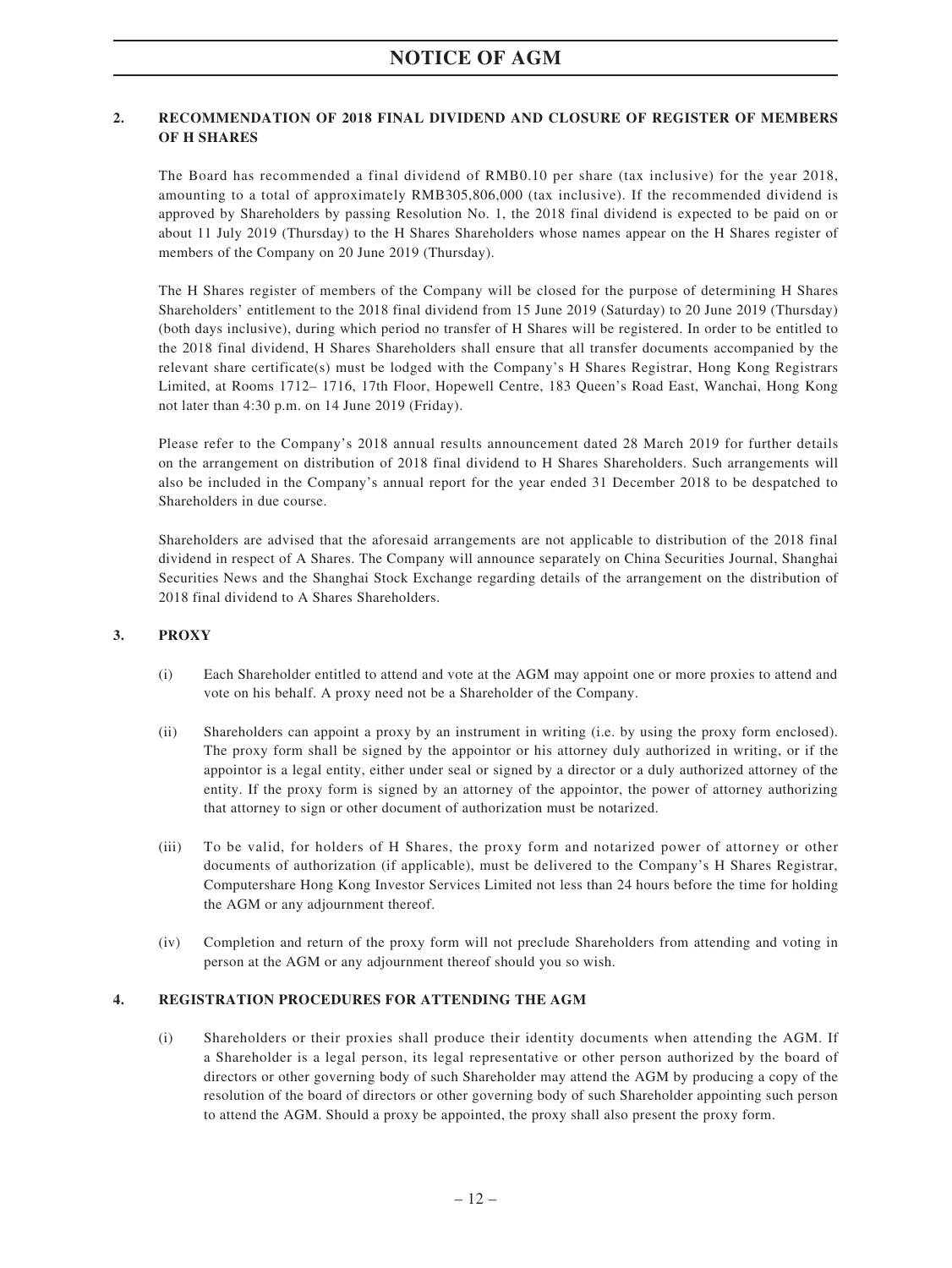## 2. RECOMMENDATION OF 2018 FINAL DIVIDEND AND CLOSURE OF REGISTER OF MEMBERS OF H SHARES

The Board has recommended a final dividend of RMB0.10 per share (tax inclusive) for the year 2018, amounting to a total of approximately RMB305,806,000 (tax inclusive). If the recommended dividend is approved by Shareholders by passing Resolution No. 1, the 2018 final dividend is expected to be paid on or about 11 July 2019 (Thursday) to the H Shares Shareholders whose names appear on the H Shares register of members of the Company on 20 June 2019 (Thursday).

The H Shares register of members of the Company will be closed for the purpose of determining H Shares Shareholders' entitlement to the 2018 final dividend from 15 June 2019 (Saturday) to 20 June 2019 (Thursday) (both days inclusive), during which period no transfer of H Shares will be registered. In order to be entitled to the 2018 final dividend, H Shares Shareholders shall ensure that all transfer documents accompanied by the relevant share certificate(s) must be lodged with the Company's H Shares Registrar, Hong Kong Registrars Limited, at Rooms 1712– 1716, 17th Floor, Hopewell Centre, 183 Queen's Road East, Wanchai, Hong Kong not later than 4:30 p.m. on 14 June 2019 (Friday).

Please refer to the Company's 2018 annual results announcement dated 28 March 2019 for further details on the arrangement on distribution of 2018 final dividend to H Shares Shareholders. Such arrangements will also be included in the Company's annual report for the year ended 31 December 2018 to be despatched to Shareholders in due course.

Shareholders are advised that the aforesaid arrangements are not applicable to distribution of the 2018 final dividend in respect of A Shares. The Company will announce separately on China Securities Journal, Shanghai Securities News and the Shanghai Stock Exchange regarding details of the arrangement on the distribution of 2018 final dividend to A Shares Shareholders.

## 3. PROXY

(i) Each Shareholder entitled to attend and vote at the AGM may appoint one or more proxies to attend and vote on his behalf. A proxy need not be a Shareholder of the Company.

(ii) Shareholders can appoint a proxy by an instrument in writing (i.e. by using the proxy form enclosed). The proxy form shall be signed by the appointor or his attorney duly authorized in writing, or if the appointor is a legal entity, either under seal or signed by a director or a duly authorized attorney of the entity. If the proxy form is signed by an attorney of the appointor, the power of attorney authorizing that attorney to sign or other document of authorization must be notarized.

(iii) To be valid, for holders of H Shares, the proxy form and notarized power of attorney or other documents of authorization (if applicable), must be delivered to the Company's H Shares Registrar, Computershare Hong Kong Investor Services Limited not less than 24 hours before the time for holding the AGM or any adjournment thereof.

(iv) Completion and return of the proxy form will not preclude Shareholders from attending and voting in person at the AGM or any adjournment thereof should you so wish.

## 4. REGISTRATION PROCEDURES FOR ATTENDING THE AGM

(i) Shareholders or their proxies shall produce their identity documents when attending the AGM. If a Shareholder is a legal person, its legal representative or other person authorized by the board of directors or other governing body of such Shareholder may attend the AGM by producing a copy of the resolution of the board of directors or other governing body of such Shareholder appointing such person to attend the AGM. Should a proxy be appointed, the proxy shall also present the proxy form.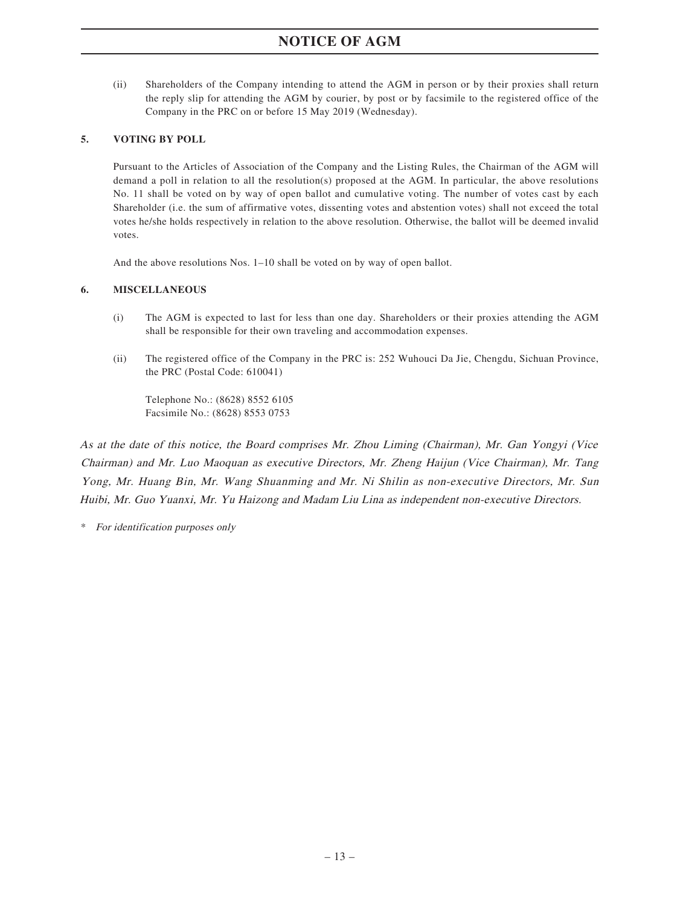(ii) Shareholders of the Company intending to attend the AGM in person or by their proxies shall return the reply slip for attending the AGM by courier, by post or by facsimile to the registered office of the Company in the PRC on or before 15 May 2019 (Wednesday).

**5. VOTING BY POLL**

Pursuant to the Articles of Association of the Company and the Listing Rules, the Chairman of the AGM will demand a poll in relation to all the resolution(s) proposed at the AGM. In particular, the above resolutions No. 11 shall be voted on by way of open ballot and cumulative voting. The number of votes cast by each Shareholder (i.e. the sum of affirmative votes, dissenting votes and abstention votes) shall not exceed the total votes he/she holds respectively in relation to the above resolution. Otherwise, the ballot will be deemed invalid votes.

And the above resolutions Nos. 1–10 shall be voted on by way of open ballot.

**6. MISCELLANEOUS**

(i) The AGM is expected to last for less than one day. Shareholders or their proxies attending the AGM shall be responsible for their own traveling and accommodation expenses.

(ii) The registered office of the Company in the PRC is: 252 Wuhouci Da Jie, Chengdu, Sichuan Province, the PRC (Postal Code: 610041)

Telephone No.: (8628) 8552 6105
Facsimile No.: (8628) 8553 0753

*As at the date of this notice, the Board comprises Mr. Zhou Liming (Chairman), Mr. Gan Yongyi (Vice Chairman) and Mr. Luo Maoquan as executive Directors, Mr. Zheng Haijun (Vice Chairman), Mr. Tang Yong, Mr. Huang Bin, Mr. Wang Shuanming and Mr. Ni Shilin as non-executive Directors, Mr. Sun Huibi, Mr. Guo Yuanxi, Mr. Yu Haizong and Madam Liu Lina as independent non-executive Directors.*

\* *For identification purposes only*